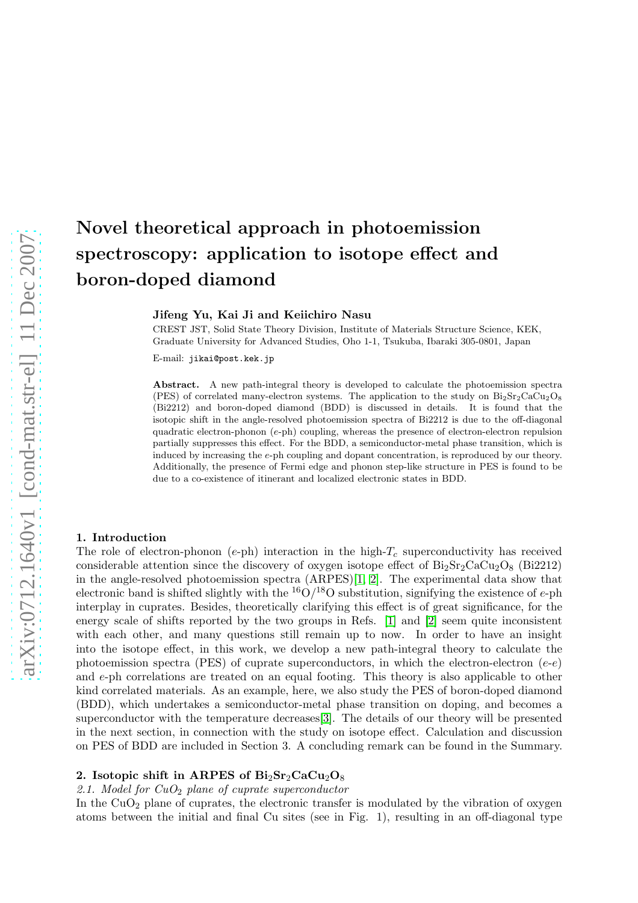# Novel theoretical approach in photoemission spectroscopy: application to isotope effect and boron-doped diamond

**Jifeng Yu, Kai Ji and Keiichiro Nasu**

CREST JST, Solid State Theory Division, Institute of Materials Structure Science, KEK, Graduate University for Advanced Studies, Oho 1-1, Tsukuba, Ibaraki 305-0801, Japan

E-mail: jikai@post.kek.jp

**Abstract.** A new path-integral theory is developed to calculate the photoemission spectra (PES) of correlated many-electron systems. The application to the study on $Bi_2Sr_2CaCu_2O_8$ (Bi2212) and boron-doped diamond (BDD) is discussed in details. It is found that the isotopic shift in the angle-resolved photoemission spectra of Bi2212 is due to the off-diagonal quadratic electron-phonon ($e$-ph) coupling, whereas the presence of electron-electron repulsion partially suppresses this effect. For the BDD, a semiconductor-metal phase transition, which is induced by increasing the $e$-ph coupling and dopant concentration, is reproduced by our theory. Additionally, the presence of Fermi edge and phonon step-like structure in PES is found to be due to a co-existence of itinerant and localized electronic states in BDD.

## 1. Introduction

The role of electron-phonon ($e$-ph) interaction in the high-$T_c$ superconductivity has received considerable attention since the discovery of oxygen isotope effect of $Bi_2Sr_2CaCu_2O_8$ (Bi2212) in the angle-resolved photoemission spectra (ARPES)[1, 2]. The experimental data show that electronic band is shifted slightly with the $^{16}O/^{18}O$ substitution, signifying the existence of $e$-ph interplay in cuprates. Besides, theoretically clarifying this effect is of great significance, for the energy scale of shifts reported by the two groups in Refs. [1] and [2] seem quite inconsistent with each other, and many questions still remain up to now. In order to have an insight into the isotope effect, in this work, we develop a new path-integral theory to calculate the photoemission spectra (PES) of cuprate superconductors, in which the electron-electron ($e$-$e$) and $e$-ph correlations are treated on an equal footing. This theory is also applicable to other kind correlated materials. As an example, here, we also study the PES of boron-doped diamond (BDD), which undertakes a semiconductor-metal phase transition on doping, and becomes a superconductor with the temperature decreases[3]. The details of our theory will be presented in the next section, in connection with the study on isotope effect. Calculation and discussion on PES of BDD are included in Section 3. A concluding remark can be found in the Summary.

## 2. Isotopic shift in ARPES of $Bi_2Sr_2CaCu_2O_8$

### 2.1. Model for $CuO_2$ plane of cuprate superconductor

In the $CuO_2$ plane of cuprates, the electronic transfer is modulated by the vibration of oxygen atoms between the initial and final Cu sites (see in Fig. 1), resulting in an off-diagonal type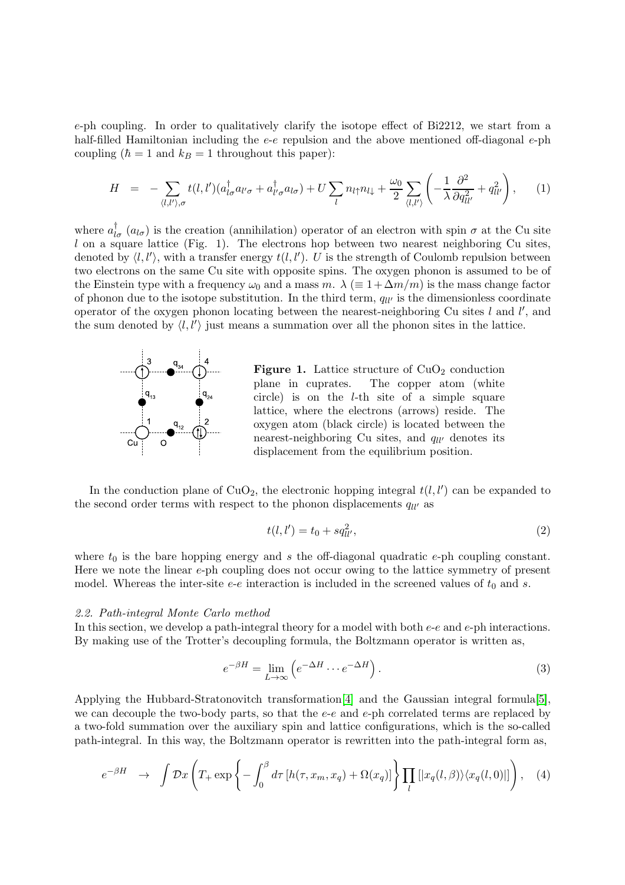$e$-ph coupling. In order to qualitatively clarify the isotope effect of Bi2212, we start from a half-filled Hamiltonian including the $e$-$e$ repulsion and the above mentioned off-diagonal $e$-ph coupling ($\hbar = 1$ and $k_B = 1$ throughout this paper):

$$H = -\sum_{\langle l,l' \rangle,\sigma} t(l,l')(a^\dagger_{l\sigma} a_{l'\sigma} + a^\dagger_{l'\sigma} a_{l\sigma}) + U \sum_l n_{l\uparrow} n_{l\downarrow} + \frac{\omega_0}{2} \sum_{\langle l,l' \rangle} \left( -\frac{1}{\lambda} \frac{\partial^2}{\partial q^2_{ll'}} + q^2_{ll'} \right), \quad (1)$$

where $a^\dagger_{l\sigma}$ ($a_{l\sigma}$) is the creation (annihilation) operator of an electron with spin $\sigma$ at the Cu site $l$ on a square lattice (Fig. 1). The electrons hop between two nearest neighboring Cu sites, denoted by $\langle l, l' \rangle$, with a transfer energy $t(l, l')$. $U$ is the strength of Coulomb repulsion between two electrons on the same Cu site with opposite spins. The oxygen phonon is assumed to be of the Einstein type with a frequency $\omega_0$ and a mass $m$. $\lambda$ ($\equiv 1 + \Delta m/m$) is the mass change factor of phonon due to the isotope substitution. In the third term, $q_{ll'}$ is the dimensionless coordinate operator of the oxygen phonon locating between the nearest-neighboring Cu sites $l$ and $l'$, and the sum denoted by $\langle l, l' \rangle$ just means a summation over all the phonon sites in the lattice.

**Figure 1.** Lattice structure of $CuO_2$ conduction plane in cuprates. The copper atom (white circle) is on the $l$-th site of a simple square lattice, where the electrons (arrows) reside. The oxygen atom (black circle) is located between the nearest-neighboring Cu sites, and $q_{ll'}$ denotes its displacement from the equilibrium position.

In the conduction plane of $CuO_2$, the electronic hopping integral $t(l, l')$ can be expanded to the second order terms with respect to the phonon displacements $q_{ll'}$ as

$$t(l, l') = t_0 + sq^2_{ll'}, \quad (2)$$

where $t_0$ is the bare hopping energy and $s$ the off-diagonal quadratic $e$-ph coupling constant. Here we note the linear $e$-ph coupling does not occur owing to the lattice symmetry of present model. Whereas the inter-site $e$-$e$ interaction is included in the screened values of $t_0$ and $s$.

*2.2. Path-integral Monte Carlo method*

In this section, we develop a path-integral theory for a model with both $e$-$e$ and $e$-ph interactions. By making use of the Trotter's decoupling formula, the Boltzmann operator is written as,

$$e^{-\beta H} = \lim_{L\to\infty} \left( e^{-\Delta H} \cdots e^{-\Delta H} \right). \quad (3)$$

Applying the Hubbard-Stratonovitch transformation[4] and the Gaussian integral formula[5], we can decouple the two-body parts, so that the $e$-$e$ and $e$-ph correlated terms are replaced by a two-fold summation over the auxiliary spin and lattice configurations, which is the so-called path-integral. In this way, the Boltzmann operator is rewritten into the path-integral form as,

$$e^{-\beta H} \rightarrow \int \mathcal{D}x \left( T_+ \exp\left\{ -\int_0^\beta d\tau \left[ h(\tau, x_m, x_q) + \Omega(x_q) \right] \right\} \prod_l \left[ |x_q(l, \beta)\rangle\langle x_q(l, 0)| \right] \right), \quad (4)$$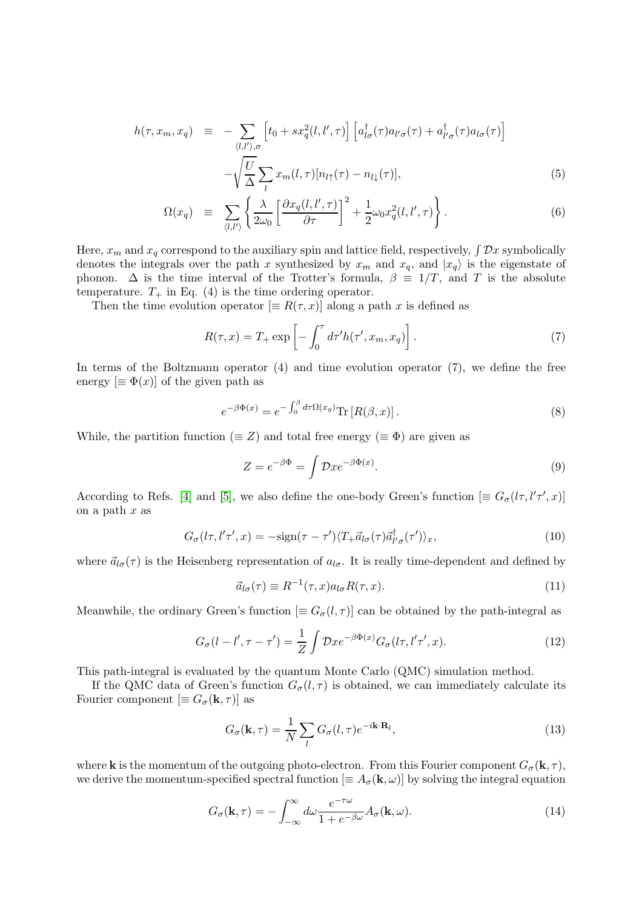$$
\begin{aligned}
h(\tau, x_m, x_q) \equiv & -\sum_{\langle l,l' \rangle, \sigma} \left[ t_0 + s x_q^2(l,l',\tau) \right] \left[ a^\dagger_{l\sigma}(\tau) a_{l'\sigma}(\tau) + a^\dagger_{l'\sigma}(\tau) a_{l\sigma}(\tau) \right] \\
& - \sqrt{\frac{U}{\Delta}} \sum_l x_m(l,\tau) [n_{l\uparrow}(\tau) - n_{l\downarrow}(\tau)], \qquad (5)
\end{aligned}
$$

$$
\Omega(x_q) \equiv \sum_{\langle l,l' \rangle} \left\{ \frac{\lambda}{2\omega_0} \left[ \frac{\partial x_q(l,l',\tau)}{\partial \tau} \right]^2 + \frac{1}{2} \omega_0 x_q^2(l,l',\tau) \right\}. \qquad (6)
$$

Here, $x_m$ and $x_q$ correspond to the auxiliary spin and lattice field, respectively, $\int \mathcal{D}x$ symbolically denotes the integrals over the path $x$ synthesized by $x_m$ and $x_q$, and $|x_q\rangle$ is the eigenstate of phonon. $\Delta$ is the time interval of the Trotter's formula, $\beta \equiv 1/T$, and $T$ is the absolute temperature. $T_+$ in Eq. (4) is the time ordering operator.

Then the time evolution operator [$\equiv R(\tau, x)$] along a path $x$ is defined as

$$
R(\tau, x) = T_+ \exp \left[ - \int_0^\tau d\tau' h(\tau', x_m, x_q) \right]. \qquad (7)
$$

In terms of the Boltzmann operator (4) and time evolution operator (7), we define the free energy [$\equiv \Phi(x)$] of the given path as

$$
e^{-\beta\Phi(x)} = e^{-\int_0^\beta d\tau \Omega(x_q)} \mathrm{Tr} \left[ R(\beta, x) \right]. \qquad (8)
$$

While, the partition function ($\equiv Z$) and total free energy ($\equiv \Phi$) are given as

$$
Z = e^{-\beta\Phi} = \int \mathcal{D}x e^{-\beta\Phi(x)}. \qquad (9)
$$

According to Refs. [4] and [5], we also define the one-body Green's function [$\equiv G_\sigma(l\tau, l'\tau', x)$] on a path $x$ as

$$
G_\sigma(l\tau, l'\tau', x) = -\mathrm{sign}(\tau - \tau') \langle T_+ \vec{a}_{l\sigma}(\tau) \vec{a}^\dagger_{l'\sigma}(\tau') \rangle_x, \qquad (10)
$$

where $\vec{a}_{l\sigma}(\tau)$ is the Heisenberg representation of $a_{l\sigma}$. It is really time-dependent and defined by

$$
\vec{a}_{l\sigma}(\tau) \equiv R^{-1}(\tau, x) a_{l\sigma} R(\tau, x). \qquad (11)
$$

Meanwhile, the ordinary Green's function [$\equiv G_\sigma(l, \tau)$] can be obtained by the path-integral as

$$
G_\sigma(l - l', \tau - \tau') = \frac{1}{Z} \int \mathcal{D}x e^{-\beta\Phi(x)} G_\sigma(l\tau, l'\tau', x). \qquad (12)
$$

This path-integral is evaluated by the quantum Monte Carlo (QMC) simulation method.

If the QMC data of Green's function $G_\sigma(l, \tau)$ is obtained, we can immediately calculate its Fourier component [$\equiv G_\sigma(\mathbf{k}, \tau)$] as

$$
G_\sigma(\mathbf{k}, \tau) = \frac{1}{N} \sum_l G_\sigma(l, \tau) e^{-i\mathbf{k}\cdot\mathbf{R}_l}, \qquad (13)
$$

where $\mathbf{k}$ is the momentum of the outgoing photo-electron. From this Fourier component $G_\sigma(\mathbf{k}, \tau)$, we derive the momentum-specified spectral function [$\equiv A_\sigma(\mathbf{k}, \omega)$] by solving the integral equation

$$
G_\sigma(\mathbf{k}, \tau) = - \int_{-\infty}^{\infty} d\omega \frac{e^{-\tau\omega}}{1 + e^{-\beta\omega}} A_\sigma(\mathbf{k}, \omega). \qquad (14)
$$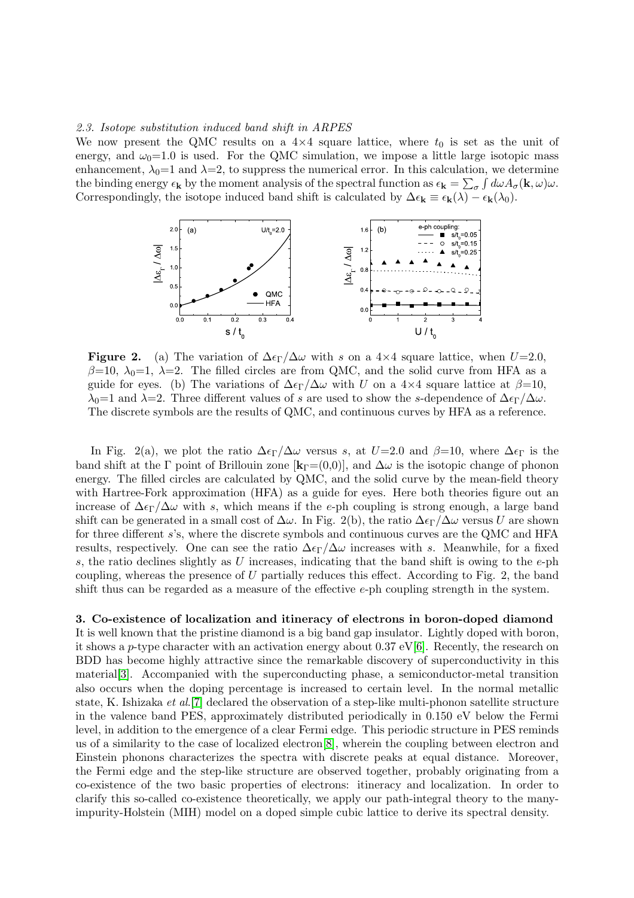### 2.3. Isotope substitution induced band shift in ARPES

We now present the QMC results on a 4×4 square lattice, where $t_0$ is set as the unit of energy, and $\omega_0$=1.0 is used. For the QMC simulation, we impose a little large isotopic mass enhancement, $\lambda_0$=1 and $\lambda$=2, to suppress the numerical error. In this calculation, we determine the binding energy $\epsilon_{\mathbf{k}}$ by the moment analysis of the spectral function as $\epsilon_{\mathbf{k}} = \sum_\sigma \int d\omega A_\sigma(\mathbf{k}, \omega)\omega$. Correspondingly, the isotope induced band shift is calculated by $\Delta\epsilon_{\mathbf{k}} \equiv \epsilon_{\mathbf{k}}(\lambda) - \epsilon_{\mathbf{k}}(\lambda_0)$.

**Figure 2.** (a) The variation of $\Delta\epsilon_\Gamma/\Delta\omega$ with $s$ on a 4×4 square lattice, when $U$=2.0, $\beta$=10, $\lambda_0$=1, $\lambda$=2. The filled circles are from QMC, and the solid curve from HFA as a guide for eyes. (b) The variations of $\Delta\epsilon_\Gamma/\Delta\omega$ with $U$ on a 4×4 square lattice at $\beta$=10, $\lambda_0$=1 and $\lambda$=2. Three different values of $s$ are used to show the $s$-dependence of $\Delta\epsilon_\Gamma/\Delta\omega$. The discrete symbols are the results of QMC, and continuous curves by HFA as a reference.

In Fig. 2(a), we plot the ratio $\Delta\epsilon_\Gamma/\Delta\omega$ versus $s$, at $U$=2.0 and $\beta$=10, where $\Delta\epsilon_\Gamma$ is the band shift at the Γ point of Brillouin zone [$\mathbf{k}_\Gamma$=(0,0)], and $\Delta\omega$ is the isotopic change of phonon energy. The filled circles are calculated by QMC, and the solid curve by the mean-field theory with Hartree-Fork approximation (HFA) as a guide for eyes. Here both theories figure out an increase of $\Delta\epsilon_\Gamma/\Delta\omega$ with $s$, which means if the $e$-ph coupling is strong enough, a large band shift can be generated in a small cost of $\Delta\omega$. In Fig. 2(b), the ratio $\Delta\epsilon_\Gamma/\Delta\omega$ versus $U$ are shown for three different $s$'s, where the discrete symbols and continuous curves are the QMC and HFA results, respectively. One can see the ratio $\Delta\epsilon_\Gamma/\Delta\omega$ increases with $s$. Meanwhile, for a fixed $s$, the ratio declines slightly as $U$ increases, indicating that the band shift is owing to the $e$-ph coupling, whereas the presence of $U$ partially reduces this effect. According to Fig. 2, the band shift thus can be regarded as a measure of the effective $e$-ph coupling strength in the system.

## 3. Co-existence of localization and itineracy of electrons in boron-doped diamond

It is well known that the pristine diamond is a big band gap insulator. Lightly doped with boron, it shows a $p$-type character with an activation energy about 0.37 eV[6]. Recently, the research on BDD has become highly attractive since the remarkable discovery of superconductivity in this material[3]. Accompanied with the superconducting phase, a semiconductor-metal transition also occurs when the doping percentage is increased to certain level. In the normal metallic state, K. Ishizaka *et al.*[7] declared the observation of a step-like multi-phonon satellite structure in the valence band PES, approximately distributed periodically in 0.150 eV below the Fermi level, in addition to the emergence of a clear Fermi edge. This periodic structure in PES reminds us of a similarity to the case of localized electron[8], wherein the coupling between electron and Einstein phonons characterizes the spectra with discrete peaks at equal distance. Moreover, the Fermi edge and the step-like structure are observed together, probably originating from a co-existence of the two basic properties of electrons: itineracy and localization. In order to clarify this so-called co-existence theoretically, we apply our path-integral theory to the many-impurity-Holstein (MIH) model on a doped simple cubic lattice to derive its spectral density.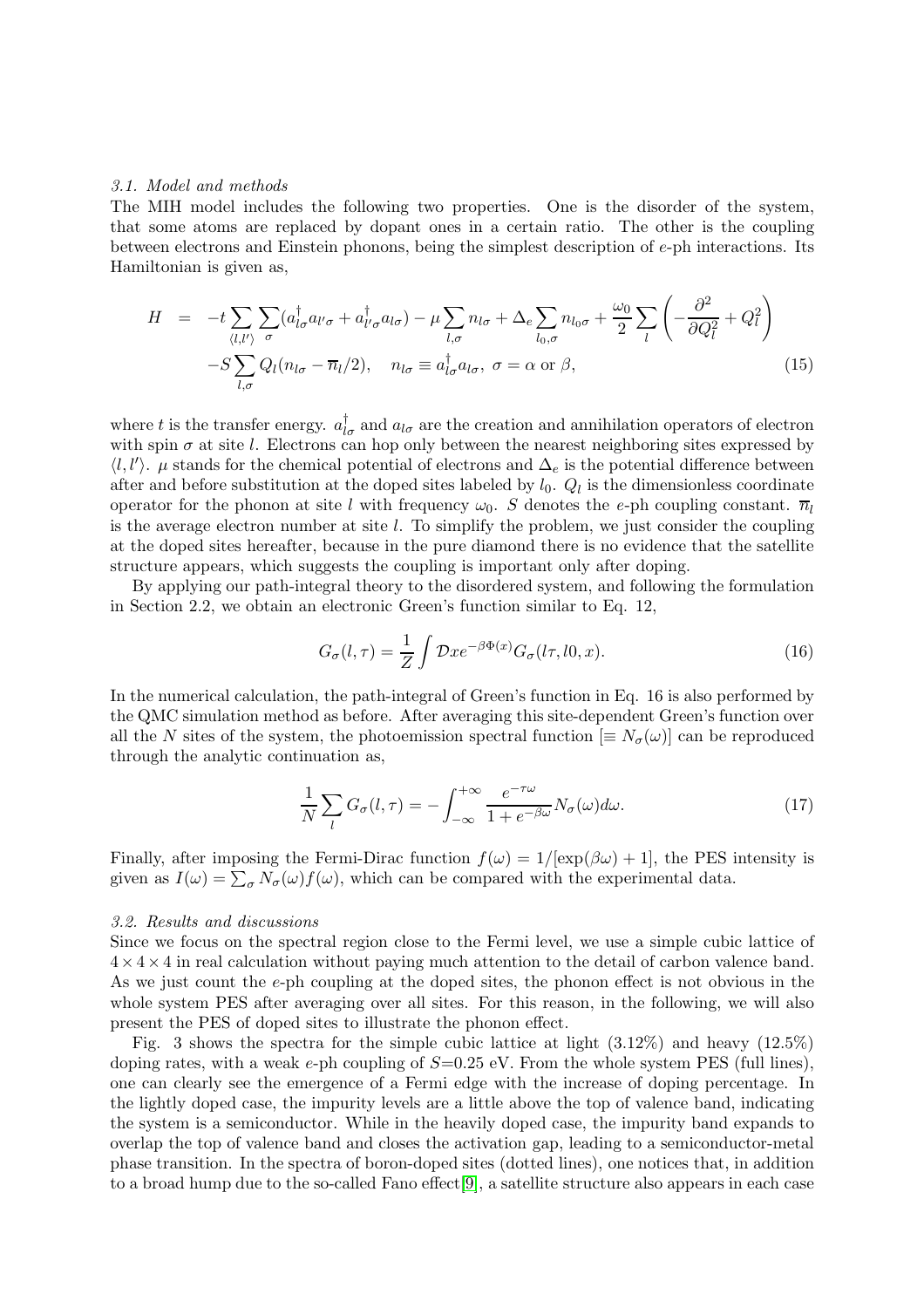### 3.1. Model and methods

The MIH model includes the following two properties. One is the disorder of the system, that some atoms are replaced by dopant ones in a certain ratio. The other is the coupling between electrons and Einstein phonons, being the simplest description of $e$-ph interactions. Its Hamiltonian is given as,

$$
\begin{aligned}
H &= -t \sum_{\langle l,l' \rangle} \sum_{\sigma} (a^{\dagger}_{l\sigma} a_{l'\sigma} + a^{\dagger}_{l'\sigma} a_{l\sigma}) - \mu \sum_{l,\sigma} n_{l\sigma} + \Delta_e \sum_{l_0,\sigma} n_{l_0\sigma} + \frac{\omega_0}{2} \sum_{l} \left( -\frac{\partial^2}{\partial Q_l^2} + Q_l^2 \right) \\
&\quad - S \sum_{l,\sigma} Q_l (n_{l\sigma} - \overline{n}_l/2), \quad n_{l\sigma} \equiv a^{\dagger}_{l\sigma} a_{l\sigma}, \; \sigma = \alpha \text{ or } \beta,
\end{aligned} \tag{15}
$$

where $t$ is the transfer energy. $a^{\dagger}_{l\sigma}$ and $a_{l\sigma}$ are the creation and annihilation operators of electron with spin $\sigma$ at site $l$. Electrons can hop only between the nearest neighboring sites expressed by $\langle l, l' \rangle$. $\mu$ stands for the chemical potential of electrons and $\Delta_e$ is the potential difference between after and before substitution at the doped sites labeled by $l_0$. $Q_l$ is the dimensionless coordinate operator for the phonon at site $l$ with frequency $\omega_0$. $S$ denotes the $e$-ph coupling constant. $\overline{n}_l$ is the average electron number at site $l$. To simplify the problem, we just consider the coupling at the doped sites hereafter, because in the pure diamond there is no evidence that the satellite structure appears, which suggests the coupling is important only after doping.

By applying our path-integral theory to the disordered system, and following the formulation in Section 2.2, we obtain an electronic Green's function similar to Eq. 12,

$$
G_{\sigma}(l, \tau) = \frac{1}{Z} \int \mathcal{D}x e^{-\beta \Phi(x)} G_{\sigma}(l\tau, l0, x). \tag{16}
$$

In the numerical calculation, the path-integral of Green's function in Eq. 16 is also performed by the QMC simulation method as before. After averaging this site-dependent Green's function over all the $N$ sites of the system, the photoemission spectral function [$\equiv N_{\sigma}(\omega)$] can be reproduced through the analytic continuation as,

$$
\frac{1}{N} \sum_{l} G_{\sigma}(l, \tau) = -\int_{-\infty}^{+\infty} \frac{e^{-\tau\omega}}{1 + e^{-\beta\omega}} N_{\sigma}(\omega) d\omega. \tag{17}
$$

Finally, after imposing the Fermi-Dirac function $f(\omega) = 1/[\exp(\beta\omega) + 1]$, the PES intensity is given as $I(\omega) = \sum_{\sigma} N_{\sigma}(\omega) f(\omega)$, which can be compared with the experimental data.

### 3.2. Results and discussions

Since we focus on the spectral region close to the Fermi level, we use a simple cubic lattice of $4 \times 4 \times 4$ in real calculation without paying much attention to the detail of carbon valence band. As we just count the $e$-ph coupling at the doped sites, the phonon effect is not obvious in the whole system PES after averaging over all sites. For this reason, in the following, we will also present the PES of doped sites to illustrate the phonon effect.

Fig. 3 shows the spectra for the simple cubic lattice at light (3.12%) and heavy (12.5%) doping rates, with a weak $e$-ph coupling of $S$=0.25 eV. From the whole system PES (full lines), one can clearly see the emergence of a Fermi edge with the increase of doping percentage. In the lightly doped case, the impurity levels are a little above the top of valence band, indicating the system is a semiconductor. While in the heavily doped case, the impurity band expands to overlap the top of valence band and closes the activation gap, leading to a semiconductor-metal phase transition. In the spectra of boron-doped sites (dotted lines), one notices that, in addition to a broad hump due to the so-called Fano effect[9], a satellite structure also appears in each case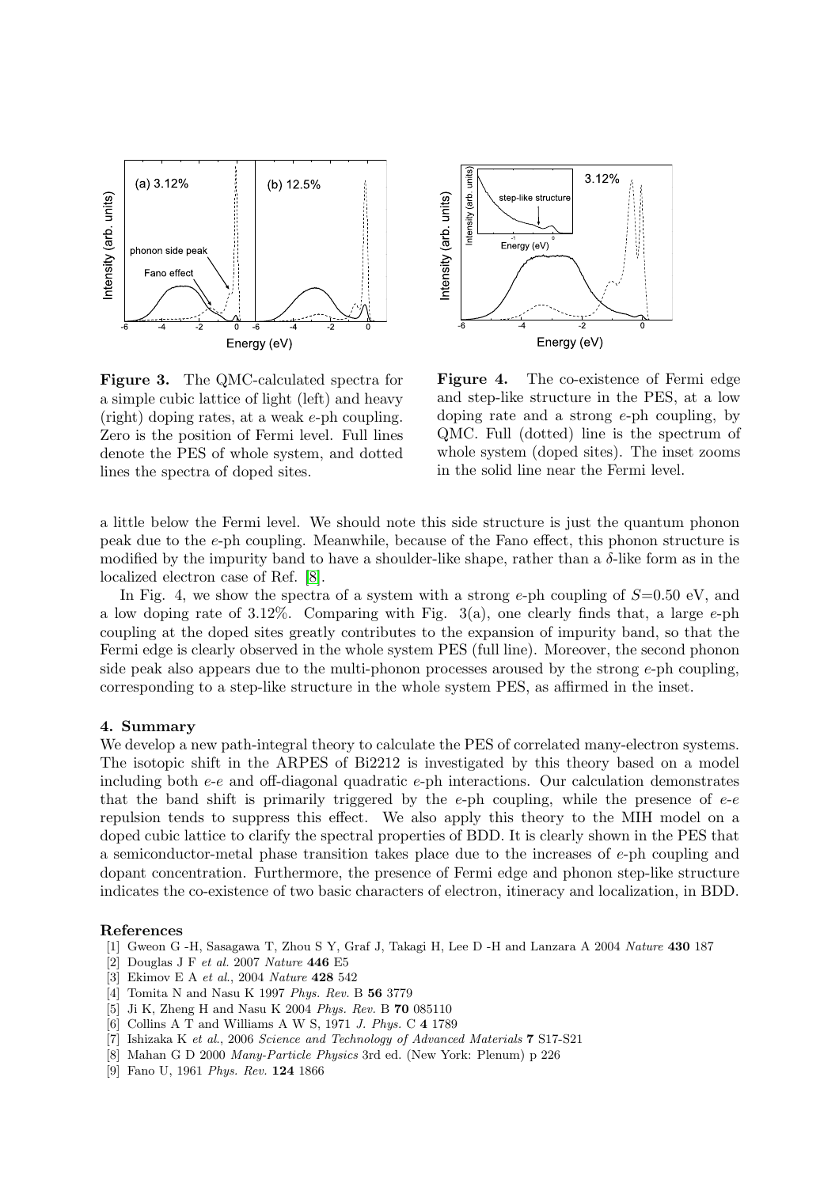(a) 3.12%

(b) 12.5%

phonon side peak

Fano effect

Intensity (arb. units)

Energy (eV)

-6 -4 -2 0 -6 -4 -2 0

**Figure 3.** The QMC-calculated spectra for a simple cubic lattice of light (left) and heavy (right) doping rates, at a weak $e$-ph coupling. Zero is the position of Fermi level. Full lines denote the PES of whole system, and dotted lines the spectra of doped sites.

3.12%

step-like structure

Intensity (arb. units)

Energy (eV)

-6 -4 -2 0

**Figure 4.** The co-existence of Fermi edge and step-like structure in the PES, at a low doping rate and a strong $e$-ph coupling, by QMC. Full (dotted) line is the spectrum of whole system (doped sites). The inset zooms in the solid line near the Fermi level.

a little below the Fermi level. We should note this side structure is just the quantum phonon peak due to the $e$-ph coupling. Meanwhile, because of the Fano effect, this phonon structure is modified by the impurity band to have a shoulder-like shape, rather than a $\delta$-like form as in the localized electron case of Ref. [8].

In Fig. 4, we show the spectra of a system with a strong $e$-ph coupling of $S$=0.50 eV, and a low doping rate of 3.12%. Comparing with Fig. 3(a), one clearly finds that, a large $e$-ph coupling at the doped sites greatly contributes to the expansion of impurity band, so that the Fermi edge is clearly observed in the whole system PES (full line). Moreover, the second phonon side peak also appears due to the multi-phonon processes aroused by the strong $e$-ph coupling, corresponding to a step-like structure in the whole system PES, as affirmed in the inset.

## 4. Summary

We develop a new path-integral theory to calculate the PES of correlated many-electron systems. The isotopic shift in the ARPES of Bi2212 is investigated by this theory based on a model including both $e$-$e$ and off-diagonal quadratic $e$-ph interactions. Our calculation demonstrates that the band shift is primarily triggered by the $e$-ph coupling, while the presence of $e$-$e$ repulsion tends to suppress this effect. We also apply this theory to the MIH model on a doped cubic lattice to clarify the spectral properties of BDD. It is clearly shown in the PES that a semiconductor-metal phase transition takes place due to the increases of $e$-ph coupling and dopant concentration. Furthermore, the presence of Fermi edge and phonon step-like structure indicates the co-existence of two basic characters of electron, itineracy and localization, in BDD.

## References

[1] Gweon G -H, Sasagawa T, Zhou S Y, Graf J, Takagi H, Lee D -H and Lanzara A 2004 *Nature* **430** 187

[2] Douglas J F *et al.* 2007 *Nature* **446** E5

[3] Ekimov E A *et al.*, 2004 *Nature* **428** 542

[4] Tomita N and Nasu K 1997 *Phys. Rev.* B **56** 3779

[5] Ji K, Zheng H and Nasu K 2004 *Phys. Rev.* B **70** 085110

[6] Collins A T and Williams A W S, 1971 *J. Phys.* C **4** 1789

[7] Ishizaka K *et al.*, 2006 *Science and Technology of Advanced Materials* **7** S17-S21

[8] Mahan G D 2000 *Many-Particle Physics* 3rd ed. (New York: Plenum) p 226

[9] Fano U, 1961 *Phys. Rev.* **124** 1866